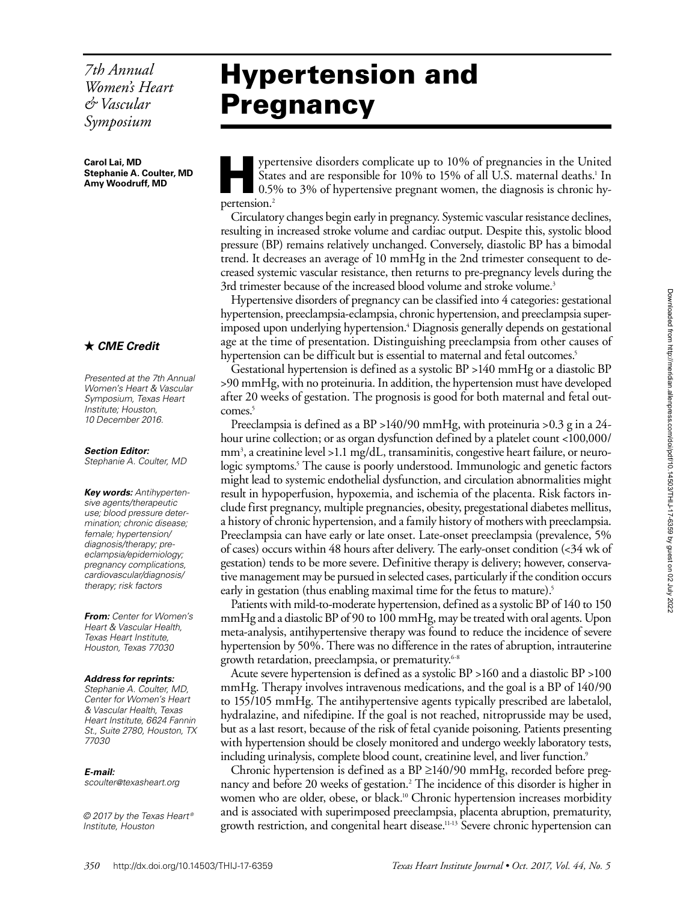*7th Annual Women's Heart & Vascular Symposium*

# Hypertension and Pregnancy

**Carol Lai, MD**
**Stephanie A. Coulter, MD**
**Amy Woodruff, MD**

★ ***CME Credit***

*Presented at the 7th Annual Women's Heart & Vascular Symposium, Texas Heart Institute; Houston, 10 December 2016.*

***Section Editor:***
*Stephanie A. Coulter, MD*

***Key words:*** *Antihypertensive agents/therapeutic use; blood pressure determination; chronic disease; female; hypertension/diagnosis/therapy; preeclampsia/epidemiology; pregnancy complications, cardiovascular/diagnosis/therapy; risk factors*

***From:*** *Center for Women's Heart & Vascular Health, Texas Heart Institute, Houston, Texas 77030*

***Address for reprints:***
*Stephanie A. Coulter, MD, Center for Women's Heart & Vascular Health, Texas Heart Institute, 6624 Fannin St., Suite 2780, Houston, TX 77030*

***E-mail:***
*scoulter@texasheart.org*

*© 2017 by the Texas Heart® Institute, Houston*

Hypertensive disorders complicate up to 10% of pregnancies in the United States and are responsible for 10% to 15% of all U.S. maternal deaths.[1] In 0.5% to 3% of hypertensive pregnant women, the diagnosis is chronic hypertension.[2]

Circulatory changes begin early in pregnancy. Systemic vascular resistance declines, resulting in increased stroke volume and cardiac output. Despite this, systolic blood pressure (BP) remains relatively unchanged. Conversely, diastolic BP has a bimodal trend. It decreases an average of 10 mmHg in the 2nd trimester consequent to decreased systemic vascular resistance, then returns to pre-pregnancy levels during the 3rd trimester because of the increased blood volume and stroke volume.[3]

Hypertensive disorders of pregnancy can be classified into 4 categories: gestational hypertension, preeclampsia-eclampsia, chronic hypertension, and preeclampsia superimposed upon underlying hypertension.[4] Diagnosis generally depends on gestational age at the time of presentation. Distinguishing preeclampsia from other causes of hypertension can be difficult but is essential to maternal and fetal outcomes.[5]

Gestational hypertension is defined as a systolic BP >140 mmHg or a diastolic BP >90 mmHg, with no proteinuria. In addition, the hypertension must have developed after 20 weeks of gestation. The prognosis is good for both maternal and fetal outcomes.[5]

Preeclampsia is defined as a BP >140/90 mmHg, with proteinuria >0.3 g in a 24-hour urine collection; or as organ dysfunction defined by a platelet count <100,000/$mm^3$, a creatinine level >1.1 mg/dL, transaminitis, congestive heart failure, or neurologic symptoms.[5] The cause is poorly understood. Immunologic and genetic factors might lead to systemic endothelial dysfunction, and circulation abnormalities might result in hypoperfusion, hypoxemia, and ischemia of the placenta. Risk factors include first pregnancy, multiple pregnancies, obesity, pregestational diabetes mellitus, a history of chronic hypertension, and a family history of mothers with preeclampsia. Preeclampsia can have early or late onset. Late-onset preeclampsia (prevalence, 5% of cases) occurs within 48 hours after delivery. The early-onset condition (<34 wk of gestation) tends to be more severe. Definitive therapy is delivery; however, conservative management may be pursued in selected cases, particularly if the condition occurs early in gestation (thus enabling maximal time for the fetus to mature).[5]

Patients with mild-to-moderate hypertension, defined as a systolic BP of 140 to 150 mmHg and a diastolic BP of 90 to 100 mmHg, may be treated with oral agents. Upon meta-analysis, antihypertensive therapy was found to reduce the incidence of severe hypertension by 50%. There was no difference in the rates of abruption, intrauterine growth retardation, preeclampsia, or prematurity.[6-8]

Acute severe hypertension is defined as a systolic BP >160 and a diastolic BP >100 mmHg. Therapy involves intravenous medications, and the goal is a BP of 140/90 to 155/105 mmHg. The antihypertensive agents typically prescribed are labetalol, hydralazine, and nifedipine. If the goal is not reached, nitroprusside may be used, but as a last resort, because of the risk of fetal cyanide poisoning. Patients presenting with hypertension should be closely monitored and undergo weekly laboratory tests, including urinalysis, complete blood count, creatinine level, and liver function.[9]

Chronic hypertension is defined as a BP ≥140/90 mmHg, recorded before pregnancy and before 20 weeks of gestation.[2] The incidence of this disorder is higher in women who are older, obese, or black.[10] Chronic hypertension increases morbidity and is associated with superimposed preeclampsia, placenta abruption, prematurity, growth restriction, and congenital heart disease.[11-13] Severe chronic hypertension can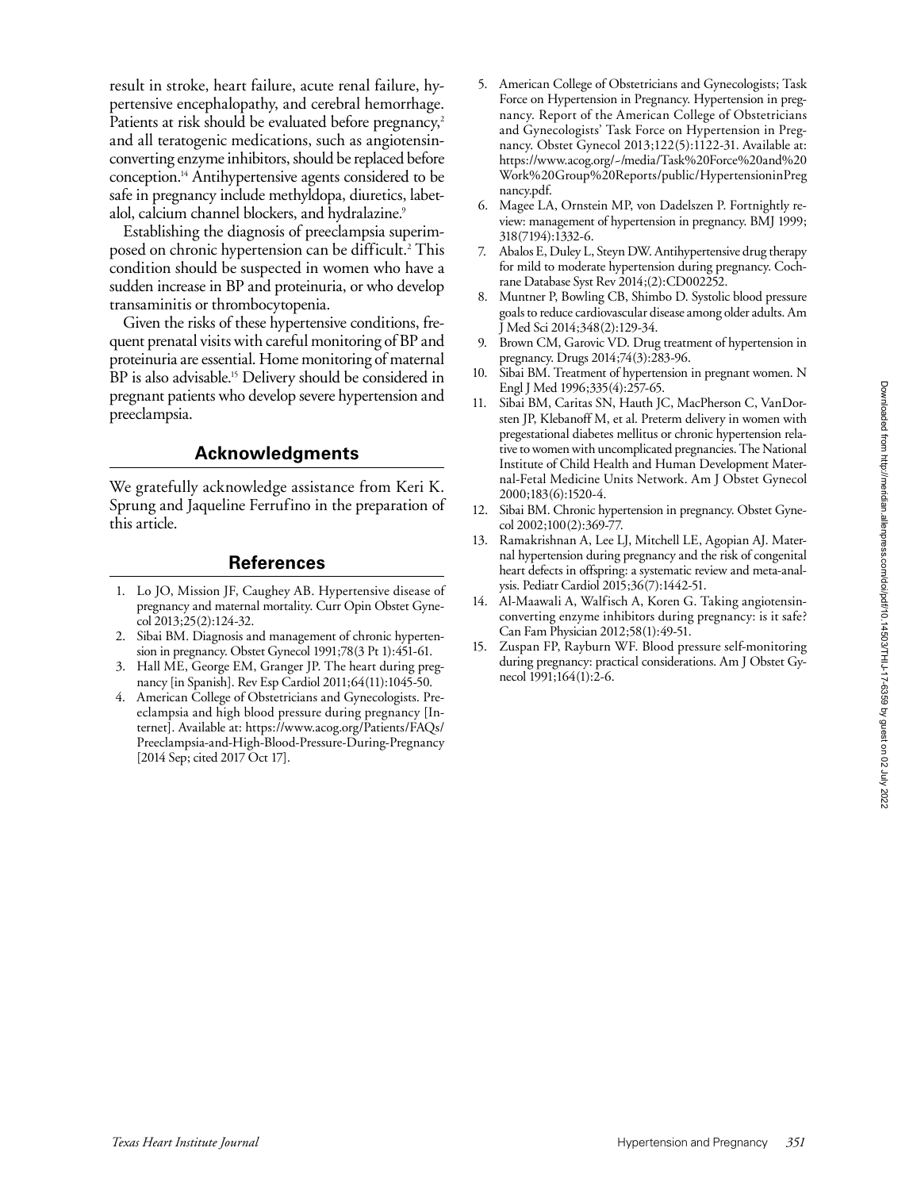result in stroke, heart failure, acute renal failure, hypertensive encephalopathy, and cerebral hemorrhage. Patients at risk should be evaluated before pregnancy,[2] and all teratogenic medications, such as angiotensin-converting enzyme inhibitors, should be replaced before conception.[14] Antihypertensive agents considered to be safe in pregnancy include methyldopa, diuretics, labetalol, calcium channel blockers, and hydralazine.[9]

Establishing the diagnosis of preeclampsia superimposed on chronic hypertension can be difficult.[2] This condition should be suspected in women who have a sudden increase in BP and proteinuria, or who develop transaminitis or thrombocytopenia.

Given the risks of these hypertensive conditions, frequent prenatal visits with careful monitoring of BP and proteinuria are essential. Home monitoring of maternal BP is also advisable.[15] Delivery should be considered in pregnant patients who develop severe hypertension and preeclampsia.

## Acknowledgments

We gratefully acknowledge assistance from Keri K. Sprung and Jaqueline Ferrufino in the preparation of this article.

## References

1. Lo JO, Mission JF, Caughey AB. Hypertensive disease of pregnancy and maternal mortality. Curr Opin Obstet Gynecol 2013;25(2):124-32.
2. Sibai BM. Diagnosis and management of chronic hypertension in pregnancy. Obstet Gynecol 1991;78(3 Pt 1):451-61.
3. Hall ME, George EM, Granger JP. The heart during pregnancy [in Spanish]. Rev Esp Cardiol 2011;64(11):1045-50.
4. American College of Obstetricians and Gynecologists. Preeclampsia and high blood pressure during pregnancy [Internet]. Available at: https://www.acog.org/Patients/FAQs/Preeclampsia-and-High-Blood-Pressure-During-Pregnancy [2014 Sep; cited 2017 Oct 17].
5. American College of Obstetricians and Gynecologists; Task Force on Hypertension in Pregnancy. Hypertension in pregnancy. Report of the American College of Obstetricians and Gynecologists' Task Force on Hypertension in Pregnancy. Obstet Gynecol 2013;122(5):1122-31. Available at: https://www.acog.org/~/media/Task%20Force%20and%20Work%20Group%20Reports/public/HypertensioninPregnancy.pdf.
6. Magee LA, Ornstein MP, von Dadelszen P. Fortnightly review: management of hypertension in pregnancy. BMJ 1999;318(7194):1332-6.
7. Abalos E, Duley L, Steyn DW. Antihypertensive drug therapy for mild to moderate hypertension during pregnancy. Cochrane Database Syst Rev 2014;(2):CD002252.
8. Muntner P, Bowling CB, Shimbo D. Systolic blood pressure goals to reduce cardiovascular disease among older adults. Am J Med Sci 2014;348(2):129-34.
9. Brown CM, Garovic VD. Drug treatment of hypertension in pregnancy. Drugs 2014;74(3):283-96.
10. Sibai BM. Treatment of hypertension in pregnant women. N Engl J Med 1996;335(4):257-65.
11. Sibai BM, Caritas SN, Hauth JC, MacPherson C, VanDorsten JP, Klebanoff M, et al. Preterm delivery in women with pregestational diabetes mellitus or chronic hypertension relative to women with uncomplicated pregnancies. The National Institute of Child Health and Human Development Maternal-Fetal Medicine Units Network. Am J Obstet Gynecol 2000;183(6):1520-4.
12. Sibai BM. Chronic hypertension in pregnancy. Obstet Gynecol 2002;100(2):369-77.
13. Ramakrishnan A, Lee LJ, Mitchell LE, Agopian AJ. Maternal hypertension during pregnancy and the risk of congenital heart defects in offspring: a systematic review and meta-analysis. Pediatr Cardiol 2015;36(7):1442-51.
14. Al-Maawali A, Walfisch A, Koren G. Taking angiotensin-converting enzyme inhibitors during pregnancy: is it safe? Can Fam Physician 2012;58(1):49-51.
15. Zuspan FP, Rayburn WF. Blood pressure self-monitoring during pregnancy: practical considerations. Am J Obstet Gynecol 1991;164(1):2-6.